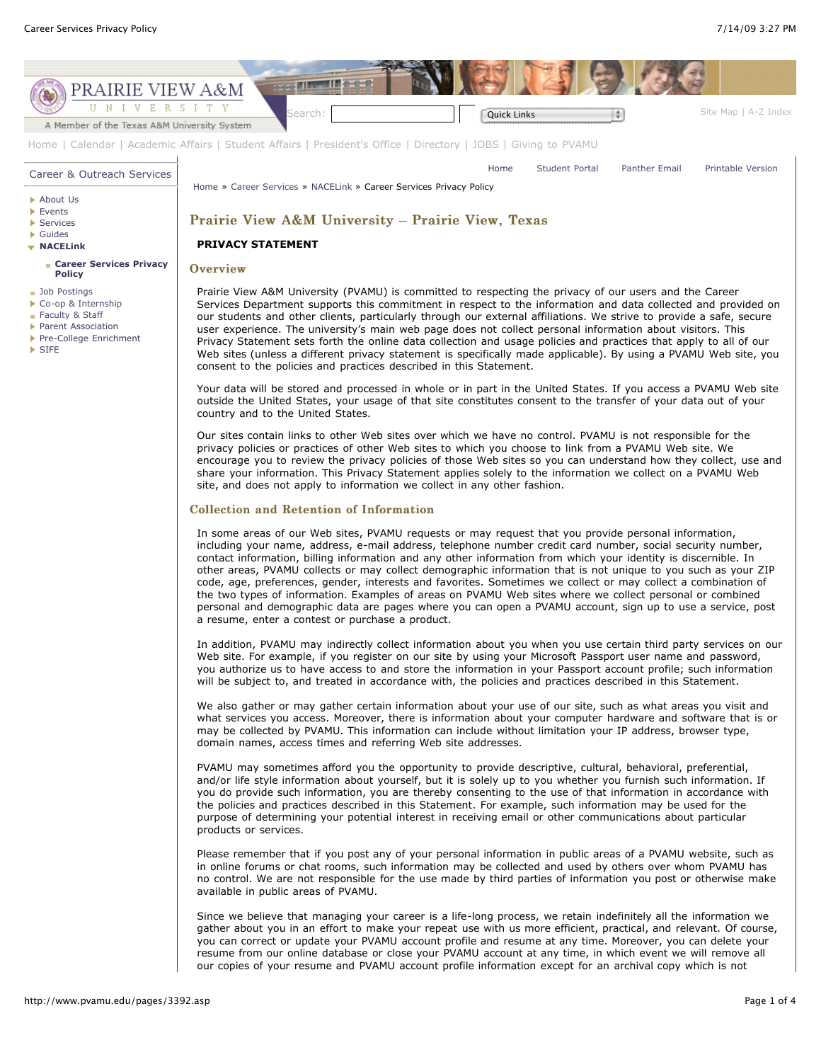# Prairie View A&M University – Prairie View, Texas

**PRIVACY STATEMENT**

## Overview

Prairie View A&M University (PVAMU) is committed to respecting the privacy of our users and the Career Services Department supports this commitment in respect to the information and data collected and provided on our students and other clients, particularly through our external affiliations. We strive to provide a safe, secure user experience. The university's main web page does not collect personal information about visitors. This Privacy Statement sets forth the online data collection and usage policies and practices that apply to all of our Web sites (unless a different privacy statement is specifically made applicable). By using a PVAMU Web site, you consent to the policies and practices described in this Statement.

Your data will be stored and processed in whole or in part in the United States. If you access a PVAMU Web site outside the United States, your usage of that site constitutes consent to the transfer of your data out of your country and to the United States.

Our sites contain links to other Web sites over which we have no control. PVAMU is not responsible for the privacy policies or practices of other Web sites to which you choose to link from a PVAMU Web site. We encourage you to review the privacy policies of those Web sites so you can understand how they collect, use and share your information. This Privacy Statement applies solely to the information we collect on a PVAMU Web site, and does not apply to information we collect in any other fashion.

## Collection and Retention of Information

In some areas of our Web sites, PVAMU requests or may request that you provide personal information, including your name, address, e-mail address, telephone number credit card number, social security number, contact information, billing information and any other information from which your identity is discernible. In other areas, PVAMU collects or may collect demographic information that is not unique to you such as your ZIP code, age, preferences, gender, interests and favorites. Sometimes we collect or may collect a combination of the two types of information. Examples of areas on PVAMU Web sites where we collect personal or combined personal and demographic data are pages where you can open a PVAMU account, sign up to use a service, post a resume, enter a contest or purchase a product.

In addition, PVAMU may indirectly collect information about you when you use certain third party services on our Web site. For example, if you register on our site by using your Microsoft Passport user name and password, you authorize us to have access to and store the information in your Passport account profile; such information will be subject to, and treated in accordance with, the policies and practices described in this Statement.

We also gather or may gather certain information about your use of our site, such as what areas you visit and what services you access. Moreover, there is information about your computer hardware and software that is or may be collected by PVAMU. This information can include without limitation your IP address, browser type, domain names, access times and referring Web site addresses.

PVAMU may sometimes afford you the opportunity to provide descriptive, cultural, behavioral, preferential, and/or life style information about yourself, but it is solely up to you whether you furnish such information. If you do provide such information, you are thereby consenting to the use of that information in accordance with the policies and practices described in this Statement. For example, such information may be used for the purpose of determining your potential interest in receiving email or other communications about particular products or services.

Please remember that if you post any of your personal information in public areas of a PVAMU website, such as in online forums or chat rooms, such information may be collected and used by others over whom PVAMU has no control. We are not responsible for the use made by third parties of information you post or otherwise make available in public areas of PVAMU.

Since we believe that managing your career is a life-long process, we retain indefinitely all the information we gather about you in an effort to make your repeat use with us more efficient, practical, and relevant. Of course, you can correct or update your PVAMU account profile and resume at any time. Moreover, you can delete your resume from our online database or close your PVAMU account at any time, in which event we will remove all our copies of your resume and PVAMU account profile information except for an archival copy which is not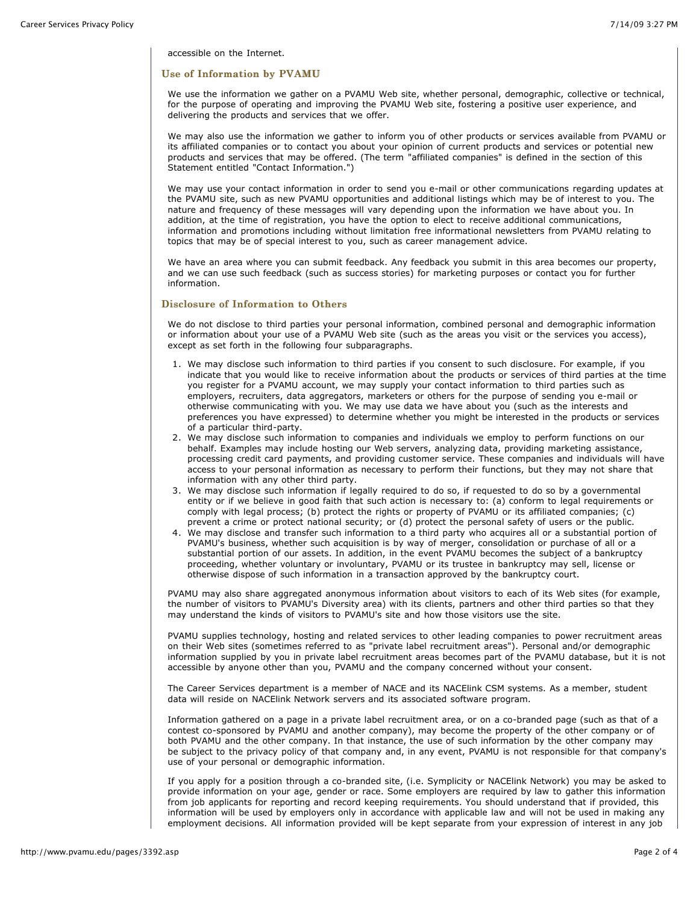accessible on the Internet.

### Use of Information by PVAMU

We use the information we gather on a PVAMU Web site, whether personal, demographic, collective or technical, for the purpose of operating and improving the PVAMU Web site, fostering a positive user experience, and delivering the products and services that we offer.

We may also use the information we gather to inform you of other products or services available from PVAMU or its affiliated companies or to contact you about your opinion of current products and services or potential new products and services that may be offered. (The term "affiliated companies" is defined in the section of this Statement entitled "Contact Information.")

We may use your contact information in order to send you e-mail or other communications regarding updates at the PVAMU site, such as new PVAMU opportunities and additional listings which may be of interest to you. The nature and frequency of these messages will vary depending upon the information we have about you. In addition, at the time of registration, you have the option to elect to receive additional communications, information and promotions including without limitation free informational newsletters from PVAMU relating to topics that may be of special interest to you, such as career management advice.

We have an area where you can submit feedback. Any feedback you submit in this area becomes our property, and we can use such feedback (such as success stories) for marketing purposes or contact you for further information.

### Disclosure of Information to Others

We do not disclose to third parties your personal information, combined personal and demographic information or information about your use of a PVAMU Web site (such as the areas you visit or the services you access), except as set forth in the following four subparagraphs.

1. We may disclose such information to third parties if you consent to such disclosure. For example, if you indicate that you would like to receive information about the products or services of third parties at the time you register for a PVAMU account, we may supply your contact information to third parties such as employers, recruiters, data aggregators, marketers or others for the purpose of sending you e-mail or otherwise communicating with you. We may use data we have about you (such as the interests and preferences you have expressed) to determine whether you might be interested in the products or services of a particular third-party.
2. We may disclose such information to companies and individuals we employ to perform functions on our behalf. Examples may include hosting our Web servers, analyzing data, providing marketing assistance, processing credit card payments, and providing customer service. These companies and individuals will have access to your personal information as necessary to perform their functions, but they may not share that information with any other third party.
3. We may disclose such information if legally required to do so, if requested to do so by a governmental entity or if we believe in good faith that such action is necessary to: (a) conform to legal requirements or comply with legal process; (b) protect the rights or property of PVAMU or its affiliated companies; (c) prevent a crime or protect national security; or (d) protect the personal safety of users or the public.
4. We may disclose and transfer such information to a third party who acquires all or a substantial portion of PVAMU's business, whether such acquisition is by way of merger, consolidation or purchase of all or a substantial portion of our assets. In addition, in the event PVAMU becomes the subject of a bankruptcy proceeding, whether voluntary or involuntary, PVAMU or its trustee in bankruptcy may sell, license or otherwise dispose of such information in a transaction approved by the bankruptcy court.

PVAMU may also share aggregated anonymous information about visitors to each of its Web sites (for example, the number of visitors to PVAMU's Diversity area) with its clients, partners and other third parties so that they may understand the kinds of visitors to PVAMU's site and how those visitors use the site.

PVAMU supplies technology, hosting and related services to other leading companies to power recruitment areas on their Web sites (sometimes referred to as "private label recruitment areas"). Personal and/or demographic information supplied by you in private label recruitment areas becomes part of the PVAMU database, but it is not accessible by anyone other than you, PVAMU and the company concerned without your consent.

The Career Services department is a member of NACE and its NACElink CSM systems. As a member, student data will reside on NACElink Network servers and its associated software program.

Information gathered on a page in a private label recruitment area, or on a co-branded page (such as that of a contest co-sponsored by PVAMU and another company), may become the property of the other company or of both PVAMU and the other company. In that instance, the use of such information by the other company may be subject to the privacy policy of that company and, in any event, PVAMU is not responsible for that company's use of your personal or demographic information.

If you apply for a position through a co-branded site, (i.e. Symplicity or NACElink Network) you may be asked to provide information on your age, gender or race. Some employers are required by law to gather this information from job applicants for reporting and record keeping requirements. You should understand that if provided, this information will be used by employers only in accordance with applicable law and will not be used in making any employment decisions. All information provided will be kept separate from your expression of interest in any job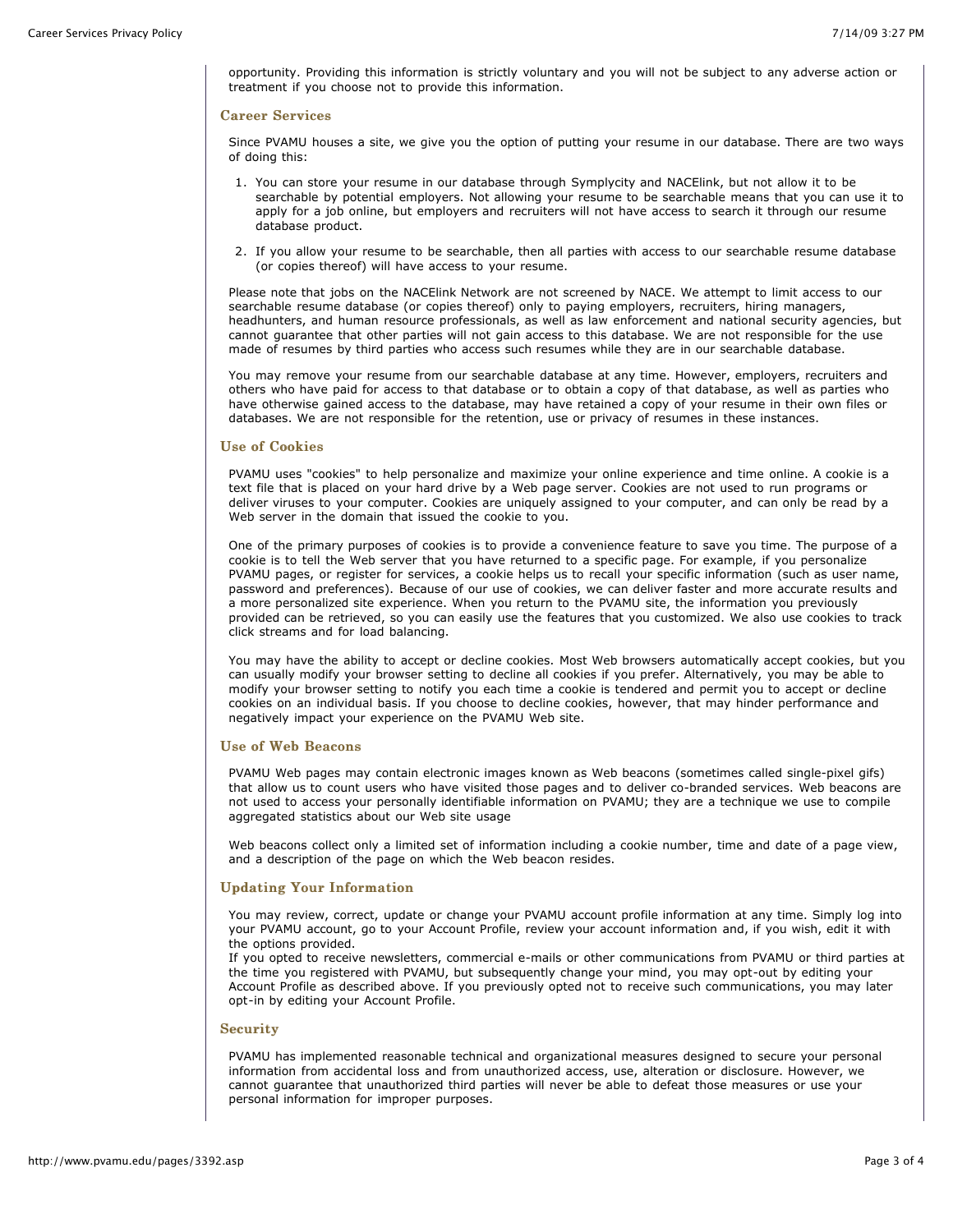opportunity. Providing this information is strictly voluntary and you will not be subject to any adverse action or treatment if you choose not to provide this information.

### Career Services

Since PVAMU houses a site, we give you the option of putting your resume in our database. There are two ways of doing this:

1. You can store your resume in our database through Symplycity and NACElink, but not allow it to be searchable by potential employers. Not allowing your resume to be searchable means that you can use it to apply for a job online, but employers and recruiters will not have access to search it through our resume database product.
2. If you allow your resume to be searchable, then all parties with access to our searchable resume database (or copies thereof) will have access to your resume.

Please note that jobs on the NACElink Network are not screened by NACE. We attempt to limit access to our searchable resume database (or copies thereof) only to paying employers, recruiters, hiring managers, headhunters, and human resource professionals, as well as law enforcement and national security agencies, but cannot guarantee that other parties will not gain access to this database. We are not responsible for the use made of resumes by third parties who access such resumes while they are in our searchable database.

You may remove your resume from our searchable database at any time. However, employers, recruiters and others who have paid for access to that database or to obtain a copy of that database, as well as parties who have otherwise gained access to the database, may have retained a copy of your resume in their own files or databases. We are not responsible for the retention, use or privacy of resumes in these instances.

### Use of Cookies

PVAMU uses "cookies" to help personalize and maximize your online experience and time online. A cookie is a text file that is placed on your hard drive by a Web page server. Cookies are not used to run programs or deliver viruses to your computer. Cookies are uniquely assigned to your computer, and can only be read by a Web server in the domain that issued the cookie to you.

One of the primary purposes of cookies is to provide a convenience feature to save you time. The purpose of a cookie is to tell the Web server that you have returned to a specific page. For example, if you personalize PVAMU pages, or register for services, a cookie helps us to recall your specific information (such as user name, password and preferences). Because of our use of cookies, we can deliver faster and more accurate results and a more personalized site experience. When you return to the PVAMU site, the information you previously provided can be retrieved, so you can easily use the features that you customized. We also use cookies to track click streams and for load balancing.

You may have the ability to accept or decline cookies. Most Web browsers automatically accept cookies, but you can usually modify your browser setting to decline all cookies if you prefer. Alternatively, you may be able to modify your browser setting to notify you each time a cookie is tendered and permit you to accept or decline cookies on an individual basis. If you choose to decline cookies, however, that may hinder performance and negatively impact your experience on the PVAMU Web site.

### Use of Web Beacons

PVAMU Web pages may contain electronic images known as Web beacons (sometimes called single-pixel gifs) that allow us to count users who have visited those pages and to deliver co-branded services. Web beacons are not used to access your personally identifiable information on PVAMU; they are a technique we use to compile aggregated statistics about our Web site usage

Web beacons collect only a limited set of information including a cookie number, time and date of a page view, and a description of the page on which the Web beacon resides.

### Updating Your Information

You may review, correct, update or change your PVAMU account profile information at any time. Simply log into your PVAMU account, go to your Account Profile, review your account information and, if you wish, edit it with the options provided.
If you opted to receive newsletters, commercial e-mails or other communications from PVAMU or third parties at the time you registered with PVAMU, but subsequently change your mind, you may opt-out by editing your Account Profile as described above. If you previously opted not to receive such communications, you may later opt-in by editing your Account Profile.

### Security

PVAMU has implemented reasonable technical and organizational measures designed to secure your personal information from accidental loss and from unauthorized access, use, alteration or disclosure. However, we cannot guarantee that unauthorized third parties will never be able to defeat those measures or use your personal information for improper purposes.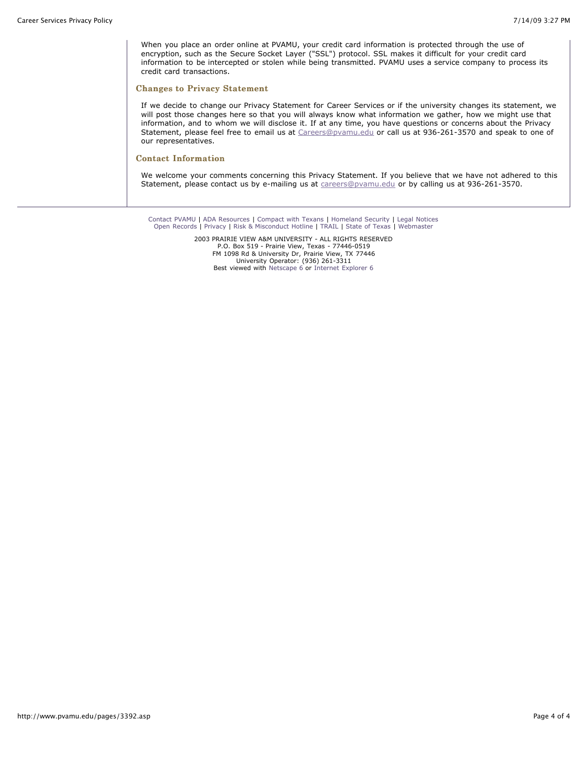When you place an order online at PVAMU, your credit card information is protected through the use of encryption, such as the Secure Socket Layer ("SSL") protocol. SSL makes it difficult for your credit card information to be intercepted or stolen while being transmitted. PVAMU uses a service company to process its credit card transactions.

### Changes to Privacy Statement

If we decide to change our Privacy Statement for Career Services or if the university changes its statement, we will post those changes here so that you will always know what information we gather, how we might use that information, and to whom we will disclose it. If at any time, you have questions or concerns about the Privacy Statement, please feel free to email us at Careers@pvamu.edu or call us at 936-261-3570 and speak to one of our representatives.

### Contact Information

We welcome your comments concerning this Privacy Statement. If you believe that we have not adhered to this Statement, please contact us by e-mailing us at careers@pvamu.edu or by calling us at 936-261-3570.

Contact PVAMU | ADA Resources | Compact with Texans | Homeland Security | Legal Notices
Open Records | Privacy | Risk & Misconduct Hotline | TRAIL | State of Texas | Webmaster

2003 PRAIRIE VIEW A&M UNIVERSITY - ALL RIGHTS RESERVED
P.O. Box 519 - Prairie View, Texas - 77446-0519
FM 1098 Rd & University Dr, Prairie View, TX 77446
University Operator: (936) 261-3311
Best viewed with Netscape 6 or Internet Explorer 6